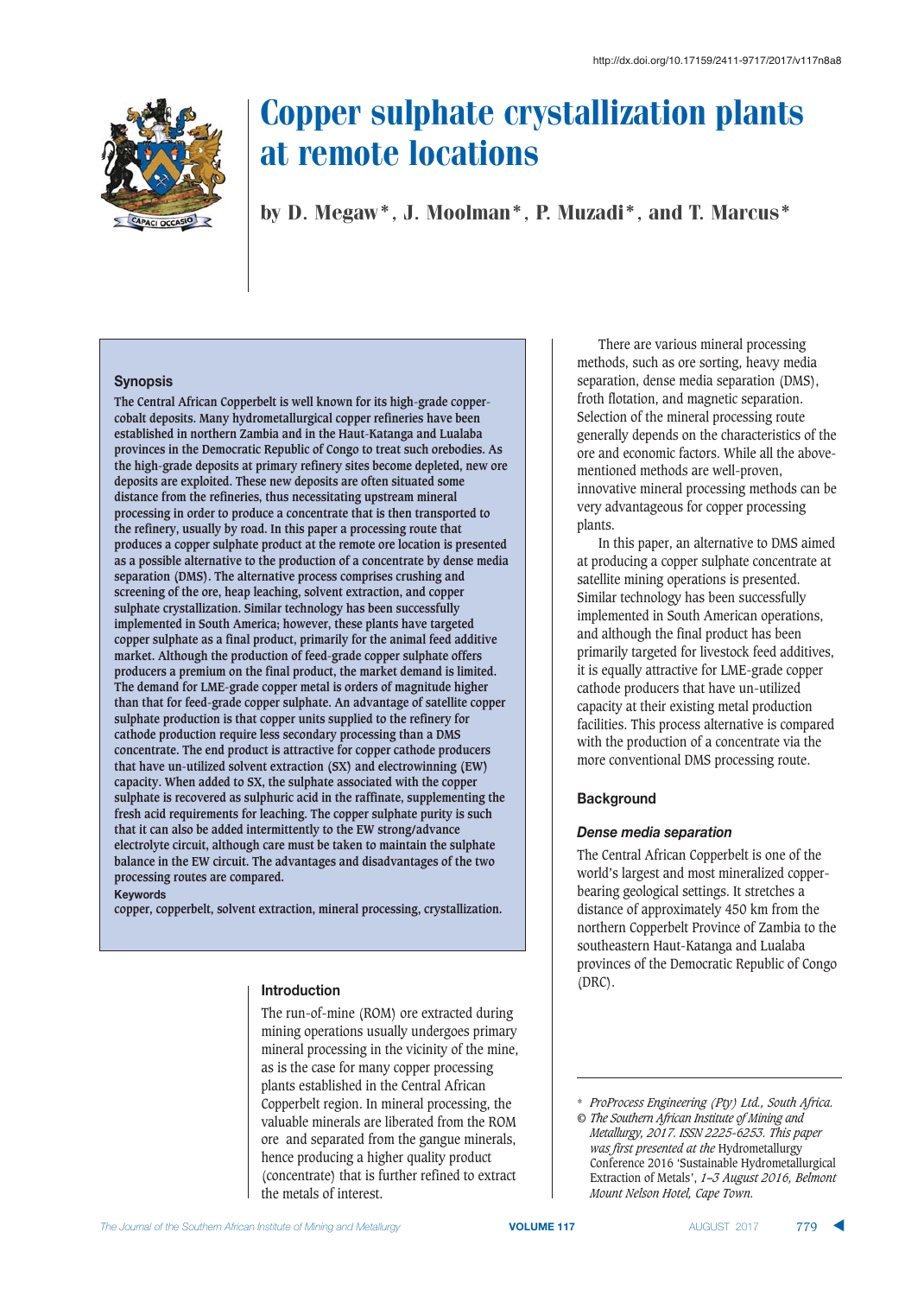http://dx.doi.org/10.17159/2411-9717/2017/v117n8a8

# Copper sulphate crystallization plants at remote locations

by D. Megaw*, J. Moolman*, P. Muzadi*, and T. Marcus*

## Synopsis

The Central African Copperbelt is well known for its high-grade copper-cobalt deposits. Many hydrometallurgical copper refineries have been established in northern Zambia and in the Haut-Katanga and Lualaba provinces in the Democratic Republic of Congo to treat such orebodies. As the high-grade deposits at primary refinery sites become depleted, new ore deposits are exploited. These new deposits are often situated some distance from the refineries, thus necessitating upstream mineral processing in order to produce a concentrate that is then transported to the refinery, usually by road. In this paper a processing route that produces a copper sulphate product at the remote ore location is presented as a possible alternative to the production of a concentrate by dense media separation (DMS). The alternative process comprises crushing and screening of the ore, heap leaching, solvent extraction, and copper sulphate crystallization. Similar technology has been successfully implemented in South America; however, these plants have targeted copper sulphate as a final product, primarily for the animal feed additive market. Although the production of feed-grade copper sulphate offers producers a premium on the final product, the market demand is limited. The demand for LME-grade copper metal is orders of magnitude higher than that for feed-grade copper sulphate. An advantage of satellite copper sulphate production is that copper units supplied to the refinery for cathode production require less secondary processing than a DMS concentrate. The end product is attractive for copper cathode producers that have un-utilized solvent extraction (SX) and electrowinning (EW) capacity. When added to SX, the sulphate associated with the copper sulphate is recovered as sulphuric acid in the raffinate, supplementing the fresh acid requirements for leaching. The copper sulphate purity is such that it can also be added intermittently to the EW strong/advance electrolyte circuit, although care must be taken to maintain the sulphate balance in the EW circuit. The advantages and disadvantages of the two processing routes are compared.

**Keywords**

copper, copperbelt, solvent extraction, mineral processing, crystallization.

## Introduction

The run-of-mine (ROM) ore extracted during mining operations usually undergoes primary mineral processing in the vicinity of the mine, as is the case for many copper processing plants established in the Central African Copperbelt region. In mineral processing, the valuable minerals are liberated from the ROM ore and separated from the gangue minerals, hence producing a higher quality product (concentrate) that is further refined to extract the metals of interest.

There are various mineral processing methods, such as ore sorting, heavy media separation, dense media separation (DMS), froth flotation, and magnetic separation. Selection of the mineral processing route generally depends on the characteristics of the ore and economic factors. While all the above-mentioned methods are well-proven, innovative mineral processing methods can be very advantageous for copper processing plants.

In this paper, an alternative to DMS aimed at producing a copper sulphate concentrate at satellite mining operations is presented. Similar technology has been successfully implemented in South American operations, and although the final product has been primarily targeted for livestock feed additives, it is equally attractive for LME-grade copper cathode producers that have un-utilized capacity at their existing metal production facilities. This process alternative is compared with the production of a concentrate via the more conventional DMS processing route.

## Background

### *Dense media separation*

The Central African Copperbelt is one of the world's largest and most mineralized copper-bearing geological settings. It stretches a distance of approximately 450 km from the northern Copperbelt Province of Zambia to the southeastern Haut-Katanga and Lualaba provinces of the Democratic Republic of Congo (DRC).

---

\* *ProProcess Engineering (Pty) Ltd., South Africa.*

© *The Southern African Institute of Mining and Metallurgy, 2017. ISSN 2225-6253. This paper was first presented at the* Hydrometallurgy Conference 2016 'Sustainable Hydrometallurgical Extraction of Metals', *1–3 August 2016, Belmont Mount Nelson Hotel, Cape Town.*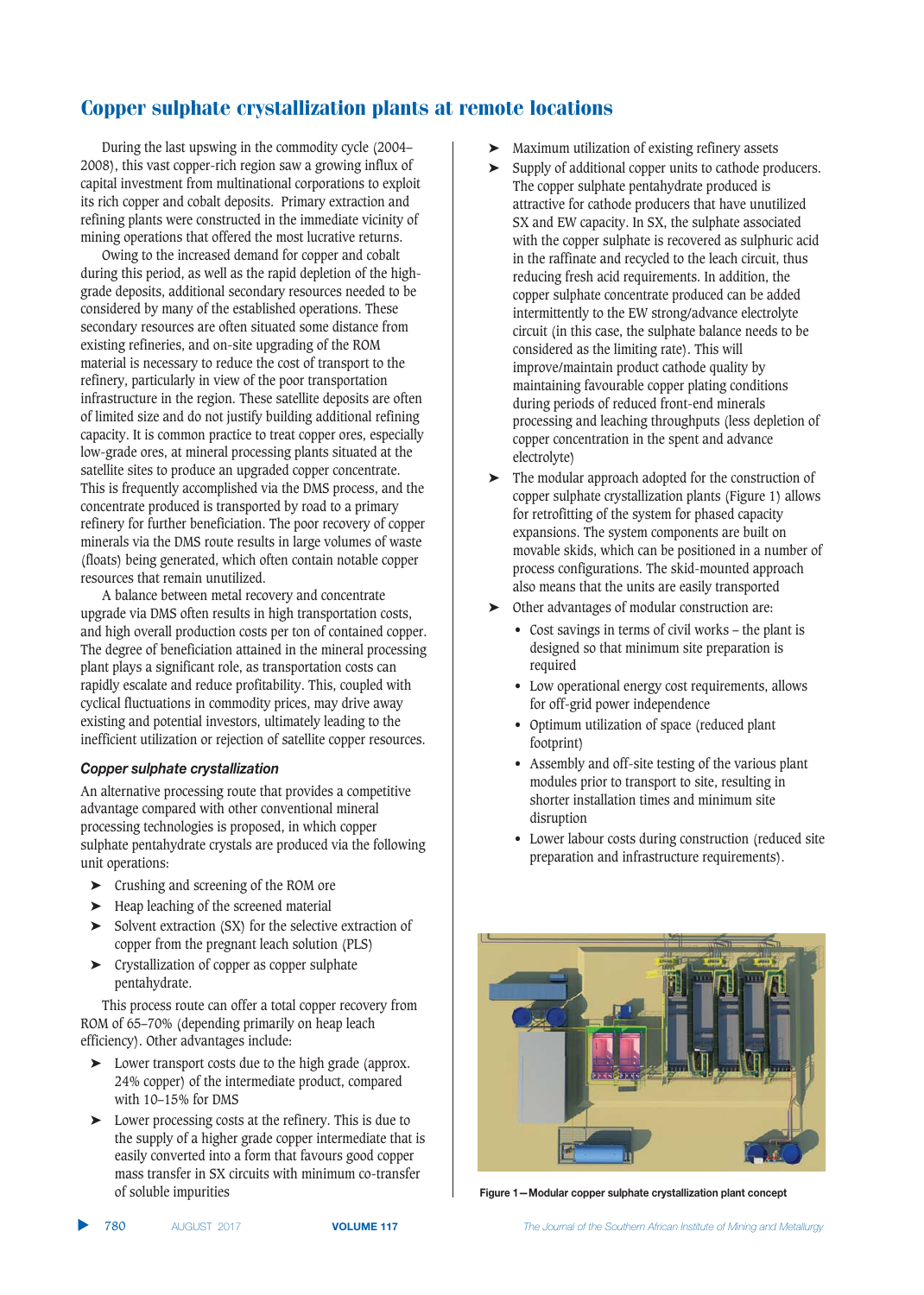# Copper sulphate crystallization plants at remote locations

During the last upswing in the commodity cycle (2004–2008), this vast copper-rich region saw a growing influx of capital investment from multinational corporations to exploit its rich copper and cobalt deposits. Primary extraction and refining plants were constructed in the immediate vicinity of mining operations that offered the most lucrative returns.

Owing to the increased demand for copper and cobalt during this period, as well as the rapid depletion of the high-grade deposits, additional secondary resources needed to be considered by many of the established operations. These secondary resources are often situated some distance from existing refineries, and on-site upgrading of the ROM material is necessary to reduce the cost of transport to the refinery, particularly in view of the poor transportation infrastructure in the region. These satellite deposits are often of limited size and do not justify building additional refining capacity. It is common practice to treat copper ores, especially low-grade ores, at mineral processing plants situated at the satellite sites to produce an upgraded copper concentrate. This is frequently accomplished via the DMS process, and the concentrate produced is transported by road to a primary refinery for further beneficiation. The poor recovery of copper minerals via the DMS route results in large volumes of waste (floats) being generated, which often contain notable copper resources that remain unutilized.

A balance between metal recovery and concentrate upgrade via DMS often results in high transportation costs, and high overall production costs per ton of contained copper. The degree of beneficiation attained in the mineral processing plant plays a significant role, as transportation costs can rapidly escalate and reduce profitability. This, coupled with cyclical fluctuations in commodity prices, may drive away existing and potential investors, ultimately leading to the inefficient utilization or rejection of satellite copper resources.

### *Copper sulphate crystallization*

An alternative processing route that provides a competitive advantage compared with other conventional mineral processing technologies is proposed, in which copper sulphate pentahydrate crystals are produced via the following unit operations:

- Crushing and screening of the ROM ore
- Heap leaching of the screened material
- Solvent extraction (SX) for the selective extraction of copper from the pregnant leach solution (PLS)
- Crystallization of copper as copper sulphate pentahydrate.

This process route can offer a total copper recovery from ROM of 65–70% (depending primarily on heap leach efficiency). Other advantages include:

- Lower transport costs due to the high grade (approx. 24% copper) of the intermediate product, compared with 10–15% for DMS
- Lower processing costs at the refinery. This is due to the supply of a higher grade copper intermediate that is easily converted into a form that favours good copper mass transfer in SX circuits with minimum co-transfer of soluble impurities
- Maximum utilization of existing refinery assets
- Supply of additional copper units to cathode producers. The copper sulphate pentahydrate produced is attractive for cathode producers that have unutilized SX and EW capacity. In SX, the sulphate associated with the copper sulphate is recovered as sulphuric acid in the raffinate and recycled to the leach circuit, thus reducing fresh acid requirements. In addition, the copper sulphate concentrate produced can be added intermittently to the EW strong/advance electrolyte circuit (in this case, the sulphate balance needs to be considered as the limiting rate). This will improve/maintain product cathode quality by maintaining favourable copper plating conditions during periods of reduced front-end minerals processing and leaching throughputs (less depletion of copper concentration in the spent and advance electrolyte)
- The modular approach adopted for the construction of copper sulphate crystallization plants (Figure 1) allows for retrofitting of the system for phased capacity expansions. The system components are built on movable skids, which can be positioned in a number of process configurations. The skid-mounted approach also means that the units are easily transported
- Other advantages of modular construction are:
  - Cost savings in terms of civil works – the plant is designed so that minimum site preparation is required
  - Low operational energy cost requirements, allows for off-grid power independence
  - Optimum utilization of space (reduced plant footprint)
  - Assembly and off-site testing of the various plant modules prior to transport to site, resulting in shorter installation times and minimum site disruption
  - Lower labour costs during construction (reduced site preparation and infrastructure requirements).

**Figure 1—Modular copper sulphate crystallization plant concept**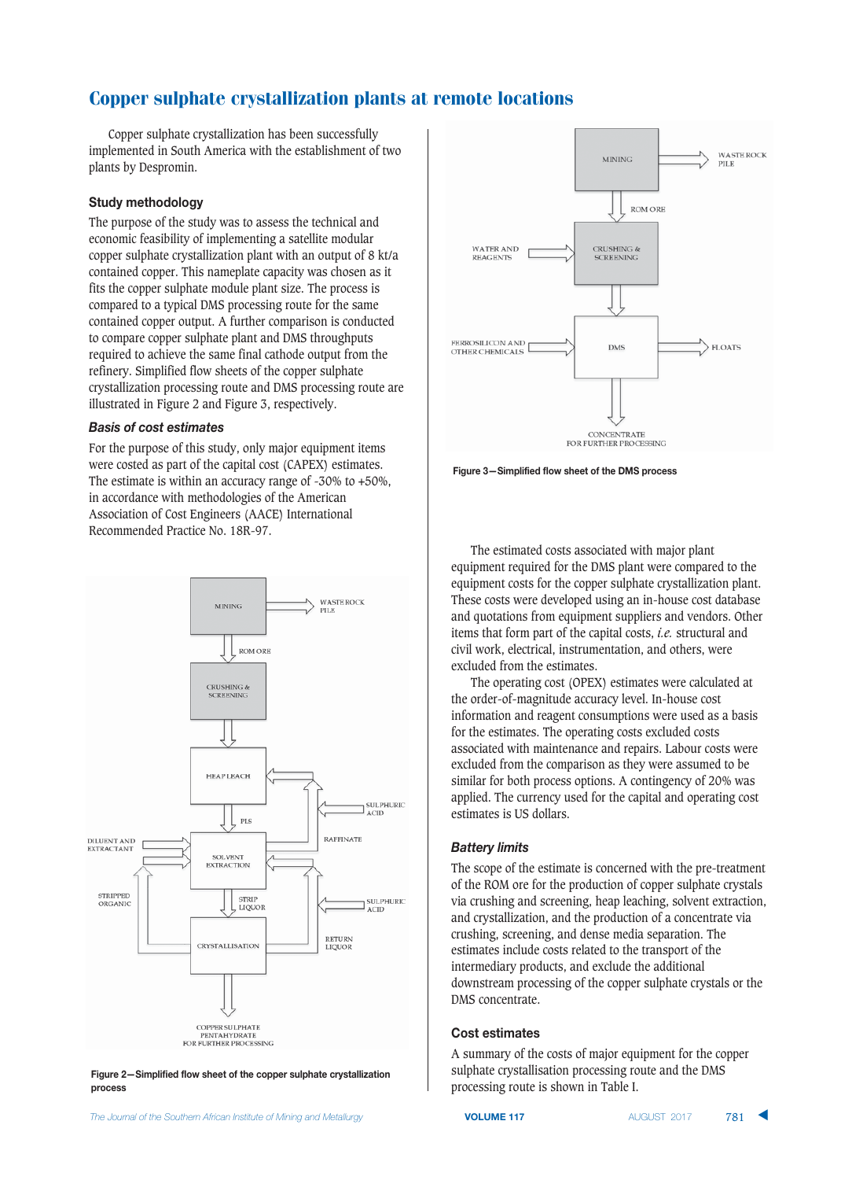## Copper sulphate crystallization plants at remote locations

Copper sulphate crystallization has been successfully implemented in South America with the establishment of two plants by Despromin.

### Study methodology

The purpose of the study was to assess the technical and economic feasibility of implementing a satellite modular copper sulphate crystallization plant with an output of 8 kt/a contained copper. This nameplate capacity was chosen as it fits the copper sulphate module plant size. The process is compared to a typical DMS processing route for the same contained copper output. A further comparison is conducted to compare copper sulphate plant and DMS throughputs required to achieve the same final cathode output from the refinery. Simplified flow sheets of the copper sulphate crystallization processing route and DMS processing route are illustrated in Figure 2 and Figure 3, respectively.

#### *Basis of cost estimates*

For the purpose of this study, only major equipment items were costed as part of the capital cost (CAPEX) estimates. The estimate is within an accuracy range of -30% to +50%, in accordance with methodologies of the American Association of Cost Engineers (AACE) International Recommended Practice No. 18R-97.

Figure 2—Simplified flow sheet of the copper sulphate crystallization process

Figure 3—Simplified flow sheet of the DMS process

The estimated costs associated with major plant equipment required for the DMS plant were compared to the equipment costs for the copper sulphate crystallization plant. These costs were developed using an in-house cost database and quotations from equipment suppliers and vendors. Other items that form part of the capital costs, *i.e.* structural and civil work, electrical, instrumentation, and others, were excluded from the estimates.

The operating cost (OPEX) estimates were calculated at the order-of-magnitude accuracy level. In-house cost information and reagent consumptions were used as a basis for the estimates. The operating costs excluded costs associated with maintenance and repairs. Labour costs were excluded from the comparison as they were assumed to be similar for both process options. A contingency of 20% was applied. The currency used for the capital and operating cost estimates is US dollars.

#### *Battery limits*

The scope of the estimate is concerned with the pre-treatment of the ROM ore for the production of copper sulphate crystals via crushing and screening, heap leaching, solvent extraction, and crystallization, and the production of a concentrate via crushing, screening, and dense media separation. The estimates include costs related to the transport of the intermediary products, and exclude the additional downstream processing of the copper sulphate crystals or the DMS concentrate.

### Cost estimates

A summary of the costs of major equipment for the copper sulphate crystallisation processing route and the DMS processing route is shown in Table I.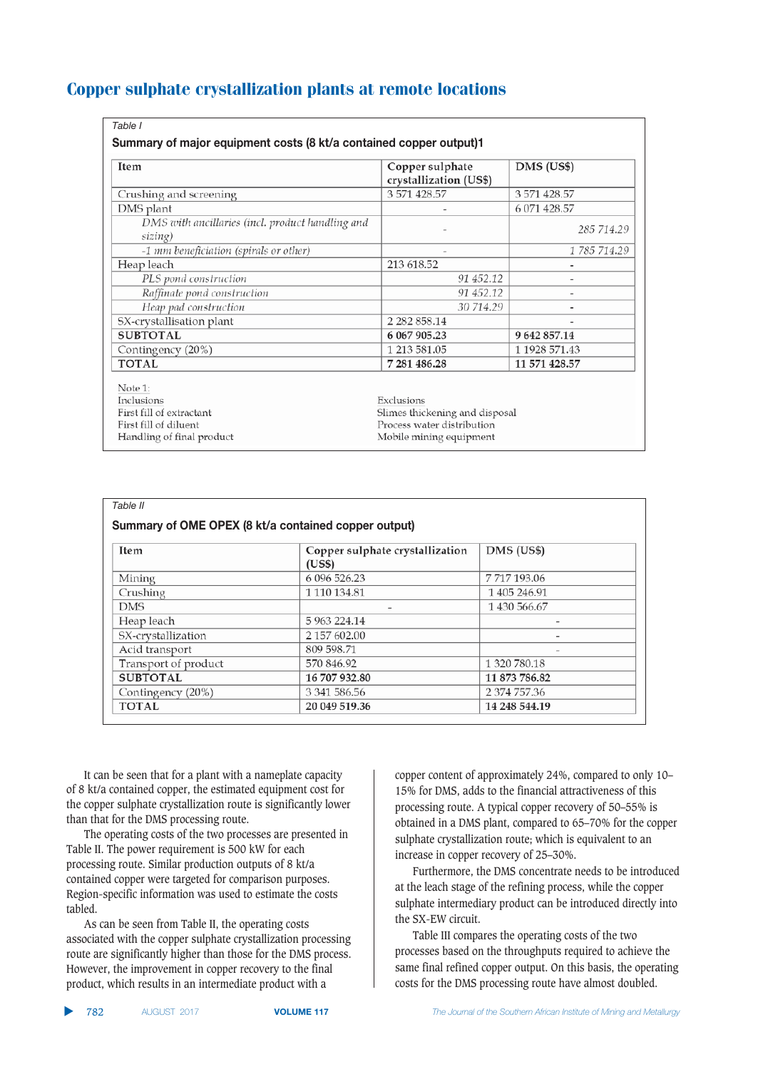Table I

**Summary of major equipment costs (8 kt/a contained copper output)1**

| Item | Copper sulphate crystallization (US$) | DMS (US$) |
|---|---|---|
| Crushing and screening | 3 571 428.57 | 3 571 428.57 |
| DMS plant | - | 6 071 428.57 |
| *DMS with ancillaries (incl. product handling and sizing)* | - | *285 714.29* |
| *-1 mm beneficiation (spirals or other)* | - | *1 785 714.29* |
| Heap leach | 213 618.52 | - |
| *PLS pond construction* | *91 452.12* | - |
| *Raffinate pond construction* | *91 452.12* | - |
| *Heap pad construction* | *30 714.29* | - |
| SX-crystallisation plant | 2 282 858.14 | - |
| **SUBTOTAL** | **6 067 905.23** | **9 642 857.14** |
| Contingency (20%) | 1 213 581.05 | 1 1928 571.43 |
| **TOTAL** | **7 281 486.28** | **11 571 428.57** |

Note 1:

| Inclusions | Exclusions |
|---|---|
| First fill of extractant | Slimes thickening and disposal |
| First fill of diluent | Process water distribution |
| Handling of final product | Mobile mining equipment |

Table II

**Summary of OME OPEX (8 kt/a contained copper output)**

| Item | Copper sulphate crystallization (US$) | DMS (US$) |
|---|---|---|
| Mining | 6 096 526.23 | 7 717 193.06 |
| Crushing | 1 110 134.81 | 1 405 246.91 |
| DMS | - | 1 430 566.67 |
| Heap leach | 5 963 224.14 | - |
| SX-crystallization | 2 157 602.00 | - |
| Acid transport | 809 598.71 | - |
| Transport of product | 570 846.92 | 1 320 780.18 |
| **SUBTOTAL** | **16 707 932.80** | **11 873 786.82** |
| Contingency (20%) | 3 341 586.56 | 2 374 757.36 |
| **TOTAL** | **20 049 519.36** | **14 248 544.19** |

It can be seen that for a plant with a nameplate capacity of 8 kt/a contained copper, the estimated equipment cost for the copper sulphate crystallization route is significantly lower than that for the DMS processing route.

The operating costs of the two processes are presented in Table II. The power requirement is 500 kW for each processing route. Similar production outputs of 8 kt/a contained copper were targeted for comparison purposes. Region-specific information was used to estimate the costs tabled.

As can be seen from Table II, the operating costs associated with the copper sulphate crystallization processing route are significantly higher than those for the DMS process. However, the improvement in copper recovery to the final product, which results in an intermediate product with a copper content of approximately 24%, compared to only 10–15% for DMS, adds to the financial attractiveness of this processing route. A typical copper recovery of 50–55% is obtained in a DMS plant, compared to 65–70% for the copper sulphate crystallization route; which is equivalent to an increase in copper recovery of 25–30%.

Furthermore, the DMS concentrate needs to be introduced at the leach stage of the refining process, while the copper sulphate intermediary product can be introduced directly into the SX-EW circuit.

Table III compares the operating costs of the two processes based on the throughputs required to achieve the same final refined copper output. On this basis, the operating costs for the DMS processing route have almost doubled.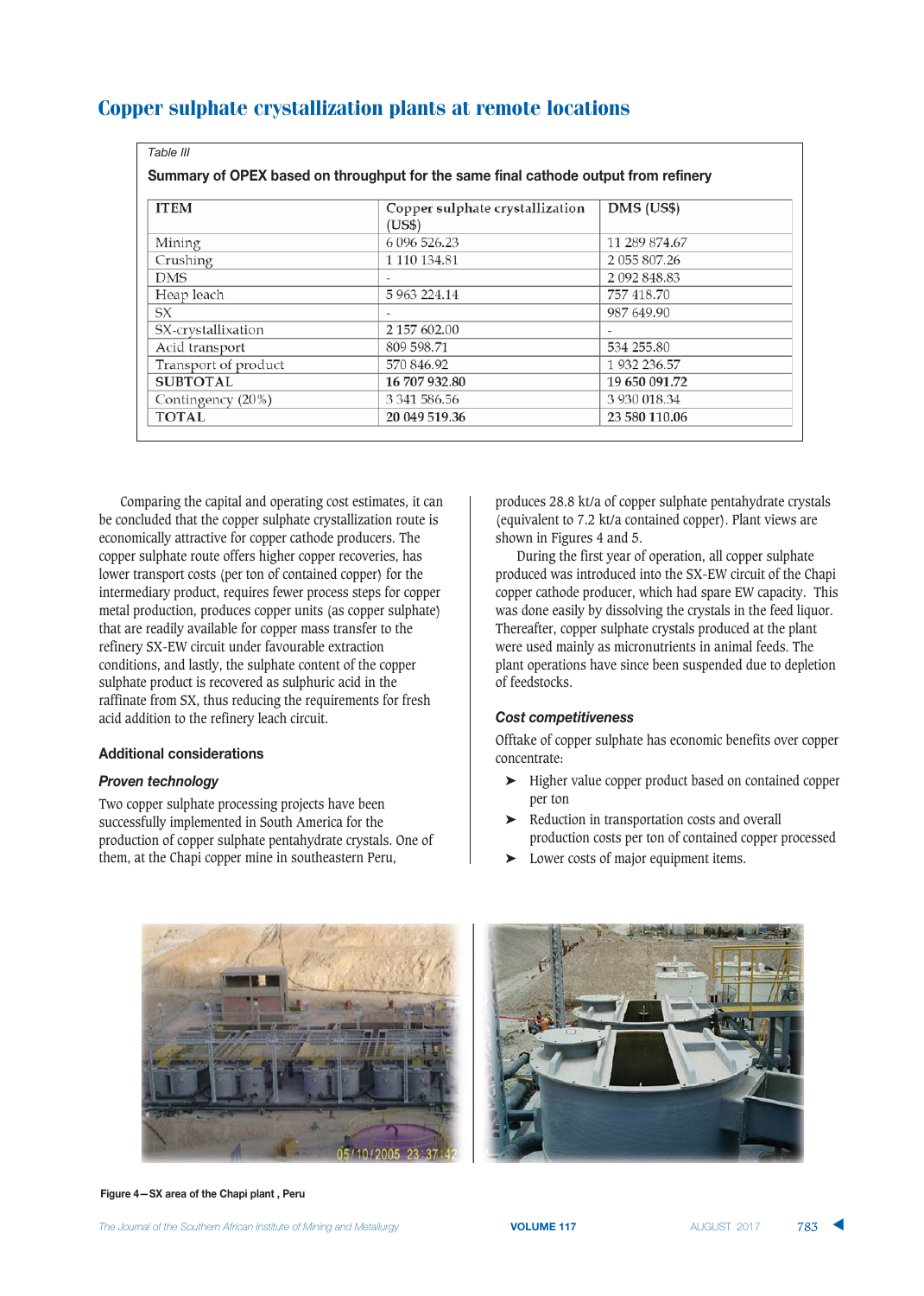Table III

**Summary of OPEX based on throughput for the same final cathode output from refinery**

| ITEM | Copper sulphate crystallization (US$) | DMS (US$) |
|---|---|---|
| Mining | 6 096 526.23 | 11 289 874.67 |
| Crushing | 1 110 134.81 | 2 055 807.26 |
| DMS | - | 2 092 848.83 |
| Heap leach | 5 963 224.14 | 757 418.70 |
| SX | - | 987 649.90 |
| SX-crystallixation | 2 157 602.00 | - |
| Acid transport | 809 598.71 | 534 255.80 |
| Transport of product | 570 846.92 | 1 932 236.57 |
| **SUBTOTAL** | **16 707 932.80** | **19 650 091.72** |
| Contingency (20%) | 3 341 586.56 | 3 930 018.34 |
| **TOTAL** | **20 049 519.36** | **23 580 110.06** |

Comparing the capital and operating cost estimates, it can be concluded that the copper sulphate crystallization route is economically attractive for copper cathode producers. The copper sulphate route offers higher copper recoveries, has lower transport costs (per ton of contained copper) for the intermediary product, requires fewer process steps for copper metal production, produces copper units (as copper sulphate) that are readily available for copper mass transfer to the refinery SX-EW circuit under favourable extraction conditions, and lastly, the sulphate content of the copper sulphate product is recovered as sulphuric acid in the raffinate from SX, thus reducing the requirements for fresh acid addition to the refinery leach circuit.

## Additional considerations

### *Proven technology*

Two copper sulphate processing projects have been successfully implemented in South America for the production of copper sulphate pentahydrate crystals. One of them, at the Chapi copper mine in southeastern Peru, produces 28.8 kt/a of copper sulphate pentahydrate crystals (equivalent to 7.2 kt/a contained copper). Plant views are shown in Figures 4 and 5.

During the first year of operation, all copper sulphate produced was introduced into the SX-EW circuit of the Chapi copper cathode producer, which had spare EW capacity. This was done easily by dissolving the crystals in the feed liquor. Thereafter, copper sulphate crystals produced at the plant were used mainly as micronutrients in animal feeds. The plant operations have since been suspended due to depletion of feedstocks.

### *Cost competitiveness*

Offtake of copper sulphate has economic benefits over copper concentrate:

- Higher value copper product based on contained copper per ton
- Reduction in transportation costs and overall production costs per ton of contained copper processed
- Lower costs of major equipment items.

Figure 4—SX area of the Chapi plant , Peru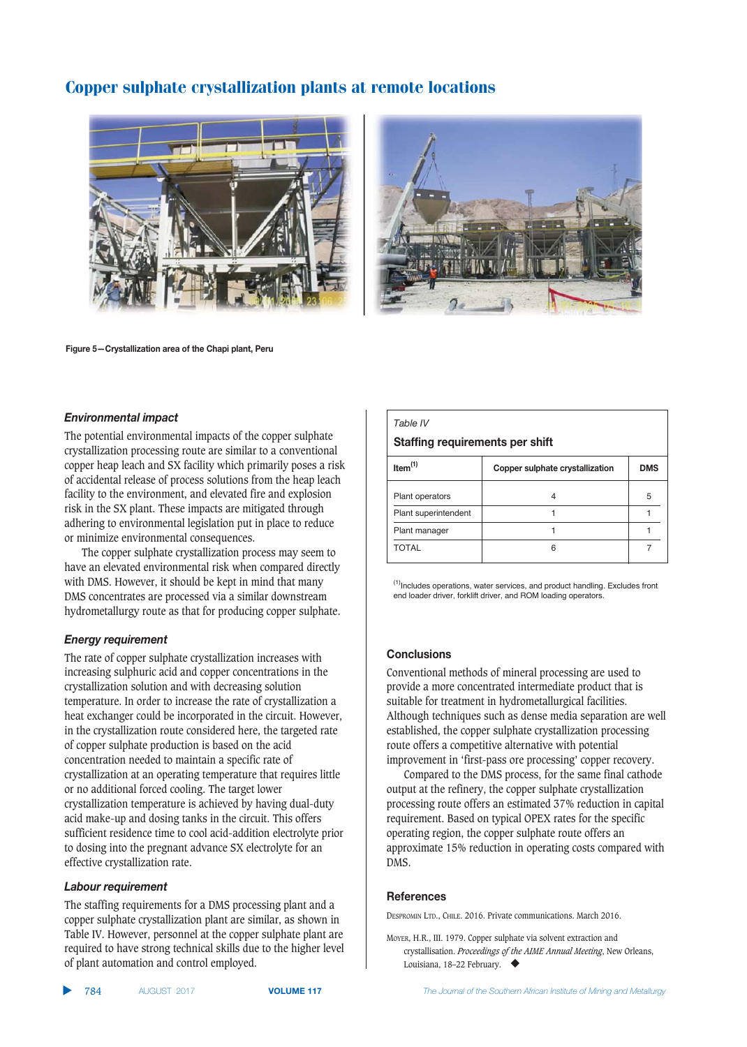Figure 5—Crystallization area of the Chapi plant, Peru

### *Environmental impact*

The potential environmental impacts of the copper sulphate crystallization processing route are similar to a conventional copper heap leach and SX facility which primarily poses a risk of accidental release of process solutions from the heap leach facility to the environment, and elevated fire and explosion risk in the SX plant. These impacts are mitigated through adhering to environmental legislation put in place to reduce or minimize environmental consequences.

The copper sulphate crystallization process may seem to have an elevated environmental risk when compared directly with DMS. However, it should be kept in mind that many DMS concentrates are processed via a similar downstream hydrometallurgy route as that for producing copper sulphate.

### *Energy requirement*

The rate of copper sulphate crystallization increases with increasing sulphuric acid and copper concentrations in the crystallization solution and with decreasing solution temperature. In order to increase the rate of crystallization a heat exchanger could be incorporated in the circuit. However, in the crystallization route considered here, the targeted rate of copper sulphate production is based on the acid concentration needed to maintain a specific rate of crystallization at an operating temperature that requires little or no additional forced cooling. The target lower crystallization temperature is achieved by having dual-duty acid make-up and dosing tanks in the circuit. This offers sufficient residence time to cool acid-addition electrolyte prior to dosing into the pregnant advance SX electrolyte for an effective crystallization rate.

### *Labour requirement*

The staffing requirements for a DMS processing plant and a copper sulphate crystallization plant are similar, as shown in Table IV. However, personnel at the copper sulphate plant are required to have strong technical skills due to the higher level of plant automation and control employed.

*Table IV*

**Staffing requirements per shift**

| Item[1] | Copper sulphate crystallization | DMS |
|---|---|---|
| Plant operators | 4 | 5 |
| Plant superintendent | 1 | 1 |
| Plant manager | 1 | 1 |
| TOTAL | 6 | 7 |

[1]Includes operations, water services, and product handling. Excludes front end loader driver, forklift driver, and ROM loading operators.

## Conclusions

Conventional methods of mineral processing are used to provide a more concentrated intermediate product that is suitable for treatment in hydrometallurgical facilities. Although techniques such as dense media separation are well established, the copper sulphate crystallization processing route offers a competitive alternative with potential improvement in 'first-pass ore processing' copper recovery.

Compared to the DMS process, for the same final cathode output at the refinery, the copper sulphate crystallization processing route offers an estimated 37% reduction in capital requirement. Based on typical OPEX rates for the specific operating region, the copper sulphate route offers an approximate 15% reduction in operating costs compared with DMS.

## References

Despromin Ltd., Chile. 2016. Private communications. March 2016.

Moyer, H.R., III. 1979. Copper sulphate via solvent extraction and crystallisation. *Proceedings of the AIME Annual Meeting*, New Orleans, Louisiana, 18–22 February. ◆